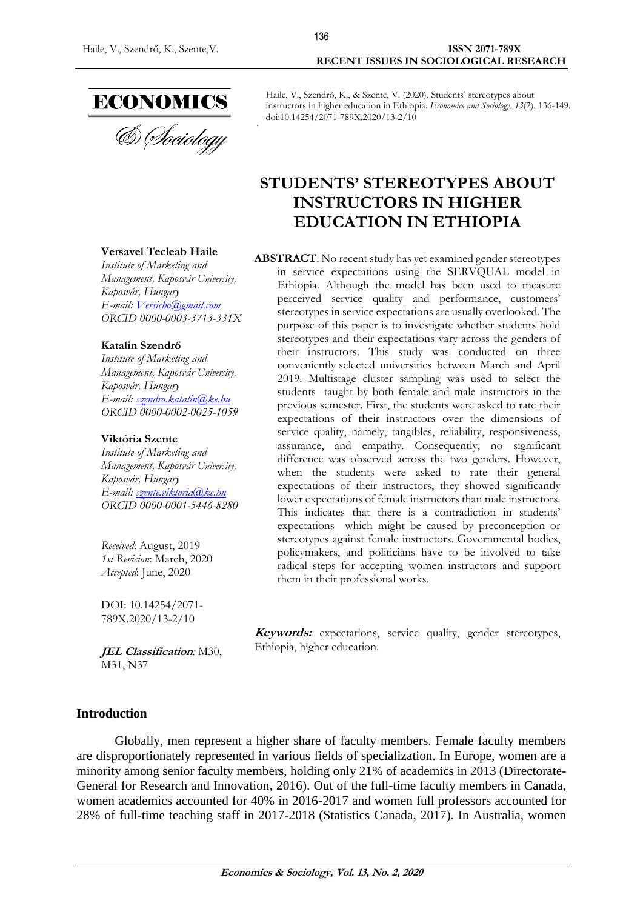Haile, V., Szendrő, K., & Szente, V. (2020). Students' stereotypes about instructors in higher education in Ethiopia. *Economics and Sociology*, *13*(2), 136-149. doi:10.14254/2071-789X.2020/13-2/10

# STUDENTS' STEREOTYPES ABOUT INSTRUCTORS IN HIGHER EDUCATION IN ETHIOPIA

**Versavel Tecleab Haile**
*Institute of Marketing and Management, Kaposvár University, Kaposvár, Hungary*
*E-mail: Versicho@gmail.com*
*ORCID 0000-0003-3713-331X*

**Katalin Szendrő**
*Institute of Marketing and Management, Kaposvár University, Kaposvár, Hungary*
*E-mail: szendro.katalin@ke.hu*
*ORCID 0000-0002-0025-1059*

**Viktória Szente**
*Institute of Marketing and Management, Kaposvár University, Kaposvár, Hungary*
*E-mail: szente.viktoria@ke.hu*
*ORCID 0000-0001-5446-8280*

*Received*: August, 2019
*1st Revision*: March, 2020
*Accepted*: June, 2020

DOI: 10.14254/2071-789X.2020/13-2/10

***JEL Classification**:* M30, M31, N37

**ABSTRACT**. No recent study has yet examined gender stereotypes in service expectations using the SERVQUAL model in Ethiopia. Although the model has been used to measure perceived service quality and performance, customers' stereotypes in service expectations are usually overlooked. The purpose of this paper is to investigate whether students hold stereotypes and their expectations vary across the genders of their instructors. This study was conducted on three conveniently selected universities between March and April 2019. Multistage cluster sampling was used to select the students taught by both female and male instructors in the previous semester. First, the students were asked to rate their expectations of their instructors over the dimensions of service quality, namely, tangibles, reliability, responsiveness, assurance, and empathy. Consequently, no significant difference was observed across the two genders. However, when the students were asked to rate their general expectations of their instructors, they showed significantly lower expectations of female instructors than male instructors. This indicates that there is a contradiction in students' expectations which might be caused by preconception or stereotypes against female instructors. Governmental bodies, policymakers, and politicians have to be involved to take radical steps for accepting women instructors and support them in their professional works.

***Keywords:*** expectations, service quality, gender stereotypes, Ethiopia, higher education.

## Introduction

Globally, men represent a higher share of faculty members. Female faculty members are disproportionately represented in various fields of specialization. In Europe, women are a minority among senior faculty members, holding only 21% of academics in 2013 (Directorate-General for Research and Innovation, 2016). Out of the full-time faculty members in Canada, women academics accounted for 40% in 2016-2017 and women full professors accounted for 28% of full-time teaching staff in 2017-2018 (Statistics Canada, 2017). In Australia, women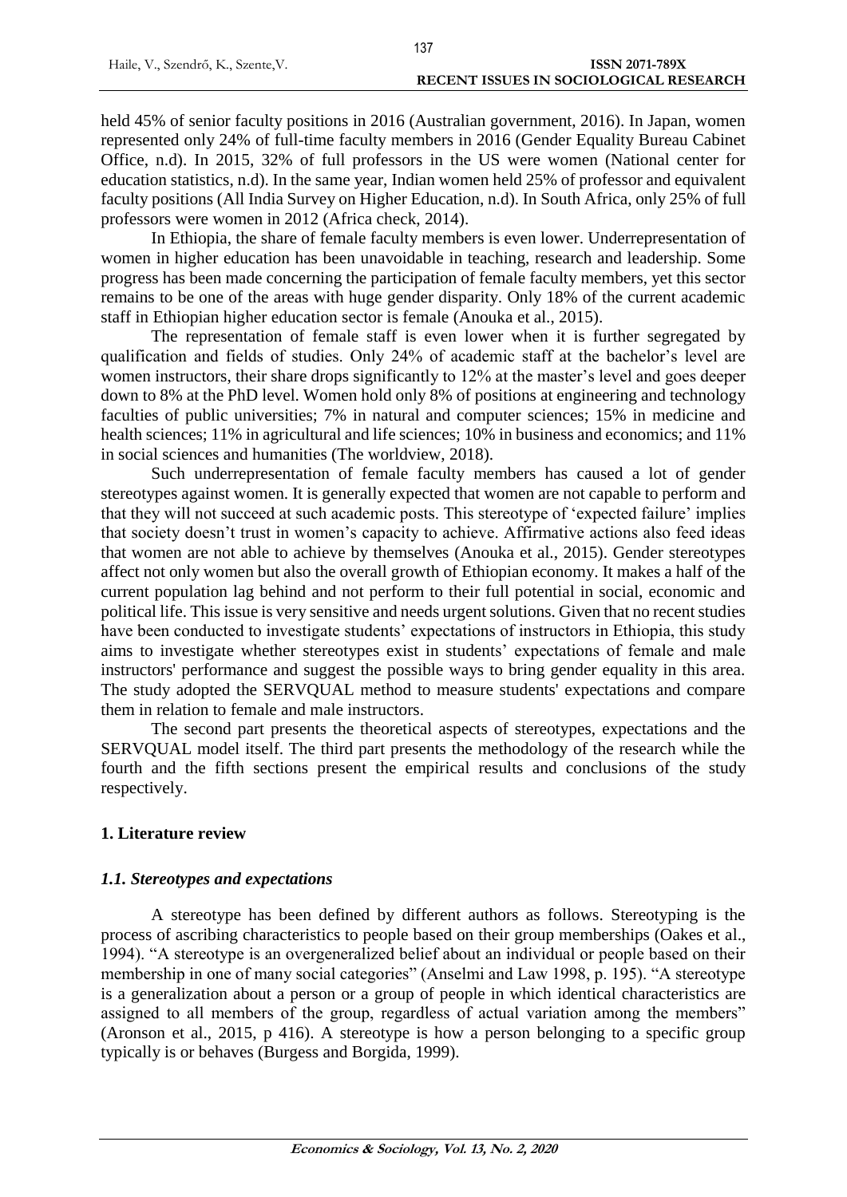held 45% of senior faculty positions in 2016 (Australian government, 2016). In Japan, women represented only 24% of full-time faculty members in 2016 (Gender Equality Bureau Cabinet Office, n.d). In 2015, 32% of full professors in the US were women (National center for education statistics, n.d). In the same year, Indian women held 25% of professor and equivalent faculty positions (All India Survey on Higher Education, n.d). In South Africa, only 25% of full professors were women in 2012 (Africa check, 2014).

In Ethiopia, the share of female faculty members is even lower. Underrepresentation of women in higher education has been unavoidable in teaching, research and leadership. Some progress has been made concerning the participation of female faculty members, yet this sector remains to be one of the areas with huge gender disparity. Only 18% of the current academic staff in Ethiopian higher education sector is female (Anouka et al., 2015).

The representation of female staff is even lower when it is further segregated by qualification and fields of studies. Only 24% of academic staff at the bachelor's level are women instructors, their share drops significantly to 12% at the master's level and goes deeper down to 8% at the PhD level. Women hold only 8% of positions at engineering and technology faculties of public universities; 7% in natural and computer sciences; 15% in medicine and health sciences; 11% in agricultural and life sciences; 10% in business and economics; and 11% in social sciences and humanities (The worldview, 2018).

Such underrepresentation of female faculty members has caused a lot of gender stereotypes against women. It is generally expected that women are not capable to perform and that they will not succeed at such academic posts. This stereotype of 'expected failure' implies that society doesn't trust in women's capacity to achieve. Affirmative actions also feed ideas that women are not able to achieve by themselves (Anouka et al., 2015). Gender stereotypes affect not only women but also the overall growth of Ethiopian economy. It makes a half of the current population lag behind and not perform to their full potential in social, economic and political life. This issue is very sensitive and needs urgent solutions. Given that no recent studies have been conducted to investigate students' expectations of instructors in Ethiopia, this study aims to investigate whether stereotypes exist in students' expectations of female and male instructors' performance and suggest the possible ways to bring gender equality in this area. The study adopted the SERVQUAL method to measure students' expectations and compare them in relation to female and male instructors.

The second part presents the theoretical aspects of stereotypes, expectations and the SERVQUAL model itself. The third part presents the methodology of the research while the fourth and the fifth sections present the empirical results and conclusions of the study respectively.

## 1. Literature review

### *1.1. Stereotypes and expectations*

A stereotype has been defined by different authors as follows. Stereotyping is the process of ascribing characteristics to people based on their group memberships (Oakes et al., 1994). "A stereotype is an overgeneralized belief about an individual or people based on their membership in one of many social categories" (Anselmi and Law 1998, p. 195). "A stereotype is a generalization about a person or a group of people in which identical characteristics are assigned to all members of the group, regardless of actual variation among the members" (Aronson et al., 2015, p 416). A stereotype is how a person belonging to a specific group typically is or behaves (Burgess and Borgida, 1999).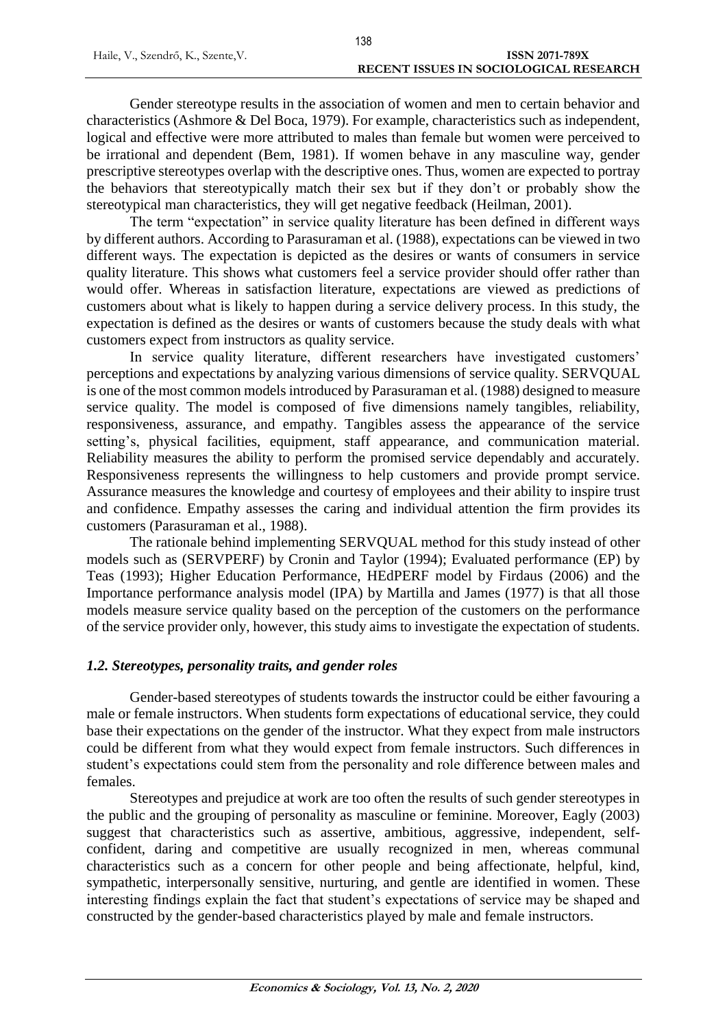Gender stereotype results in the association of women and men to certain behavior and characteristics (Ashmore & Del Boca, 1979). For example, characteristics such as independent, logical and effective were more attributed to males than female but women were perceived to be irrational and dependent (Bem, 1981). If women behave in any masculine way, gender prescriptive stereotypes overlap with the descriptive ones. Thus, women are expected to portray the behaviors that stereotypically match their sex but if they don't or probably show the stereotypical man characteristics, they will get negative feedback (Heilman, 2001).

The term "expectation" in service quality literature has been defined in different ways by different authors. According to Parasuraman et al. (1988), expectations can be viewed in two different ways. The expectation is depicted as the desires or wants of consumers in service quality literature. This shows what customers feel a service provider should offer rather than would offer. Whereas in satisfaction literature, expectations are viewed as predictions of customers about what is likely to happen during a service delivery process. In this study, the expectation is defined as the desires or wants of customers because the study deals with what customers expect from instructors as quality service.

In service quality literature, different researchers have investigated customers' perceptions and expectations by analyzing various dimensions of service quality. SERVQUAL is one of the most common models introduced by Parasuraman et al. (1988) designed to measure service quality. The model is composed of five dimensions namely tangibles, reliability, responsiveness, assurance, and empathy. Tangibles assess the appearance of the service setting's, physical facilities, equipment, staff appearance, and communication material. Reliability measures the ability to perform the promised service dependably and accurately. Responsiveness represents the willingness to help customers and provide prompt service. Assurance measures the knowledge and courtesy of employees and their ability to inspire trust and confidence. Empathy assesses the caring and individual attention the firm provides its customers (Parasuraman et al., 1988).

The rationale behind implementing SERVQUAL method for this study instead of other models such as (SERVPERF) by Cronin and Taylor (1994); Evaluated performance (EP) by Teas (1993); Higher Education Performance, HEdPERF model by Firdaus (2006) and the Importance performance analysis model (IPA) by Martilla and James (1977) is that all those models measure service quality based on the perception of the customers on the performance of the service provider only, however, this study aims to investigate the expectation of students.

### *1.2. Stereotypes, personality traits, and gender roles*

Gender-based stereotypes of students towards the instructor could be either favouring a male or female instructors. When students form expectations of educational service, they could base their expectations on the gender of the instructor. What they expect from male instructors could be different from what they would expect from female instructors. Such differences in student's expectations could stem from the personality and role difference between males and females.

Stereotypes and prejudice at work are too often the results of such gender stereotypes in the public and the grouping of personality as masculine or feminine. Moreover, Eagly (2003) suggest that characteristics such as assertive, ambitious, aggressive, independent, self-confident, daring and competitive are usually recognized in men, whereas communal characteristics such as a concern for other people and being affectionate, helpful, kind, sympathetic, interpersonally sensitive, nurturing, and gentle are identified in women. These interesting findings explain the fact that student's expectations of service may be shaped and constructed by the gender-based characteristics played by male and female instructors.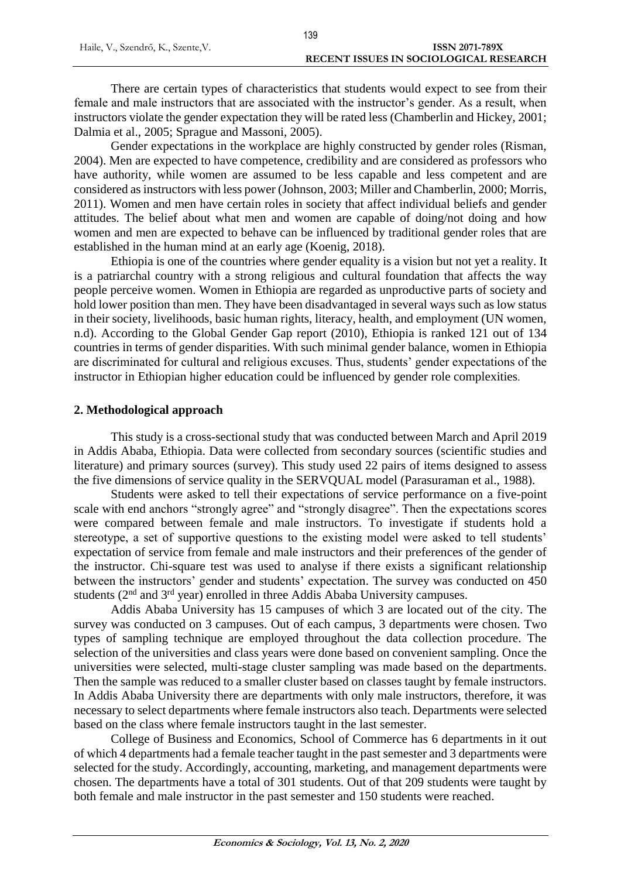There are certain types of characteristics that students would expect to see from their female and male instructors that are associated with the instructor's gender. As a result, when instructors violate the gender expectation they will be rated less (Chamberlin and Hickey, 2001; Dalmia et al., 2005; Sprague and Massoni, 2005).

Gender expectations in the workplace are highly constructed by gender roles (Risman, 2004). Men are expected to have competence, credibility and are considered as professors who have authority, while women are assumed to be less capable and less competent and are considered as instructors with less power (Johnson, 2003; Miller and Chamberlin, 2000; Morris, 2011). Women and men have certain roles in society that affect individual beliefs and gender attitudes. The belief about what men and women are capable of doing/not doing and how women and men are expected to behave can be influenced by traditional gender roles that are established in the human mind at an early age (Koenig, 2018).

Ethiopia is one of the countries where gender equality is a vision but not yet a reality. It is a patriarchal country with a strong religious and cultural foundation that affects the way people perceive women. Women in Ethiopia are regarded as unproductive parts of society and hold lower position than men. They have been disadvantaged in several ways such as low status in their society, livelihoods, basic human rights, literacy, health, and employment (UN women, n.d). According to the Global Gender Gap report (2010), Ethiopia is ranked 121 out of 134 countries in terms of gender disparities. With such minimal gender balance, women in Ethiopia are discriminated for cultural and religious excuses. Thus, students' gender expectations of the instructor in Ethiopian higher education could be influenced by gender role complexities.

## 2. Methodological approach

This study is a cross-sectional study that was conducted between March and April 2019 in Addis Ababa, Ethiopia. Data were collected from secondary sources (scientific studies and literature) and primary sources (survey). This study used 22 pairs of items designed to assess the five dimensions of service quality in the SERVQUAL model (Parasuraman et al., 1988).

Students were asked to tell their expectations of service performance on a five-point scale with end anchors "strongly agree" and "strongly disagree". Then the expectations scores were compared between female and male instructors. To investigate if students hold a stereotype, a set of supportive questions to the existing model were asked to tell students' expectation of service from female and male instructors and their preferences of the gender of the instructor. Chi-square test was used to analyse if there exists a significant relationship between the instructors' gender and students' expectation. The survey was conducted on 450 students (2nd and 3rd year) enrolled in three Addis Ababa University campuses.

Addis Ababa University has 15 campuses of which 3 are located out of the city. The survey was conducted on 3 campuses. Out of each campus, 3 departments were chosen. Two types of sampling technique are employed throughout the data collection procedure. The selection of the universities and class years were done based on convenient sampling. Once the universities were selected, multi-stage cluster sampling was made based on the departments. Then the sample was reduced to a smaller cluster based on classes taught by female instructors. In Addis Ababa University there are departments with only male instructors, therefore, it was necessary to select departments where female instructors also teach. Departments were selected based on the class where female instructors taught in the last semester.

College of Business and Economics, School of Commerce has 6 departments in it out of which 4 departments had a female teacher taught in the past semester and 3 departments were selected for the study. Accordingly, accounting, marketing, and management departments were chosen. The departments have a total of 301 students. Out of that 209 students were taught by both female and male instructor in the past semester and 150 students were reached.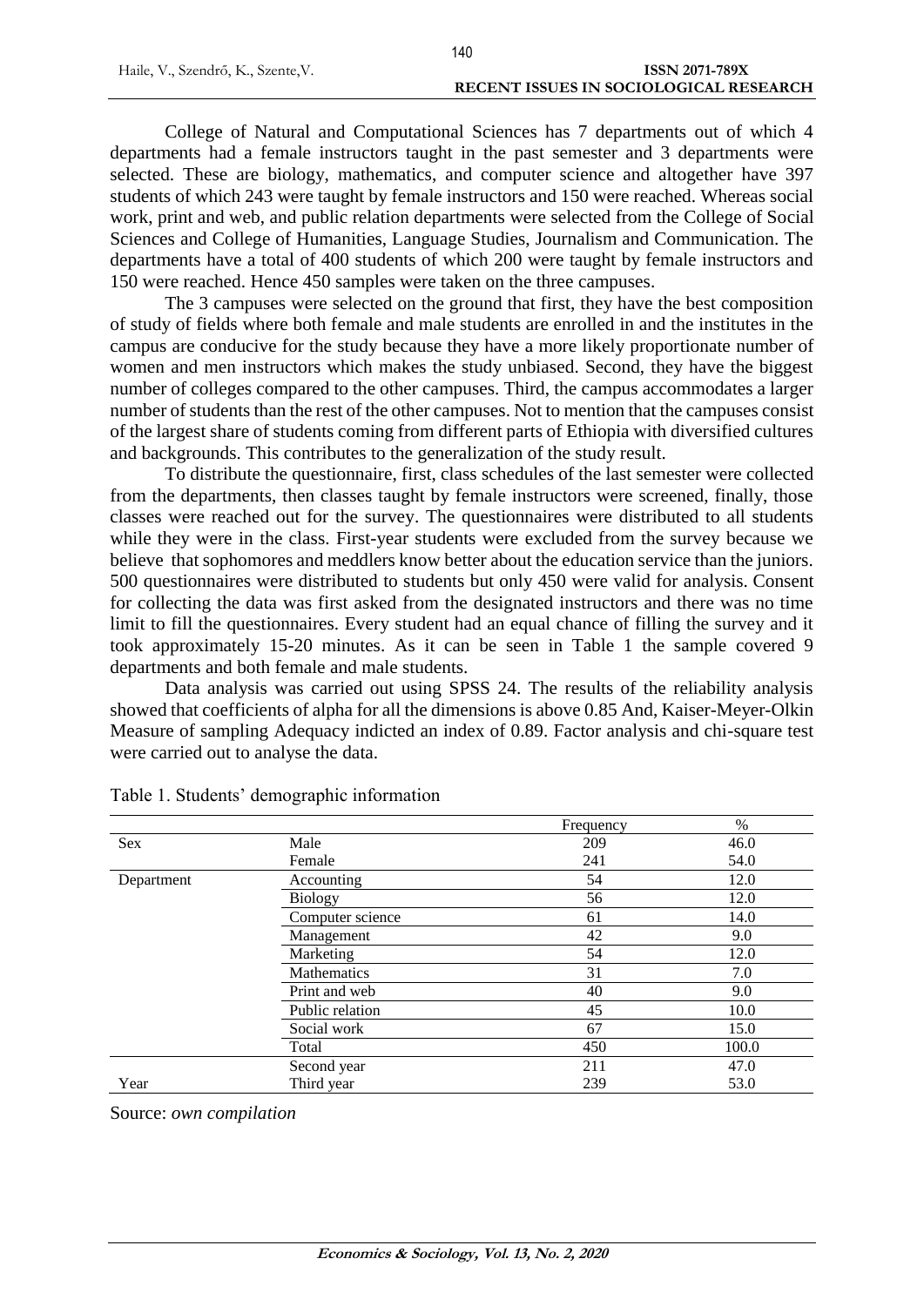College of Natural and Computational Sciences has 7 departments out of which 4 departments had a female instructors taught in the past semester and 3 departments were selected. These are biology, mathematics, and computer science and altogether have 397 students of which 243 were taught by female instructors and 150 were reached. Whereas social work, print and web, and public relation departments were selected from the College of Social Sciences and College of Humanities, Language Studies, Journalism and Communication. The departments have a total of 400 students of which 200 were taught by female instructors and 150 were reached. Hence 450 samples were taken on the three campuses.

The 3 campuses were selected on the ground that first, they have the best composition of study of fields where both female and male students are enrolled in and the institutes in the campus are conducive for the study because they have a more likely proportionate number of women and men instructors which makes the study unbiased. Second, they have the biggest number of colleges compared to the other campuses. Third, the campus accommodates a larger number of students than the rest of the other campuses. Not to mention that the campuses consist of the largest share of students coming from different parts of Ethiopia with diversified cultures and backgrounds. This contributes to the generalization of the study result.

To distribute the questionnaire, first, class schedules of the last semester were collected from the departments, then classes taught by female instructors were screened, finally, those classes were reached out for the survey. The questionnaires were distributed to all students while they were in the class. First-year students were excluded from the survey because we believe that sophomores and meddlers know better about the education service than the juniors. 500 questionnaires were distributed to students but only 450 were valid for analysis. Consent for collecting the data was first asked from the designated instructors and there was no time limit to fill the questionnaires. Every student had an equal chance of filling the survey and it took approximately 15-20 minutes. As it can be seen in Table 1 the sample covered 9 departments and both female and male students.

Data analysis was carried out using SPSS 24. The results of the reliability analysis showed that coefficients of alpha for all the dimensions is above 0.85 And, Kaiser-Meyer-Olkin Measure of sampling Adequacy indicted an index of 0.89. Factor analysis and chi-square test were carried out to analyse the data.

Table 1. Students' demographic information

| | | Frequency | % |
|---|---|---|---|
| Sex | Male | 209 | 46.0 |
| | Female | 241 | 54.0 |
| Department | Accounting | 54 | 12.0 |
| | Biology | 56 | 12.0 |
| | Computer science | 61 | 14.0 |
| | Management | 42 | 9.0 |
| | Marketing | 54 | 12.0 |
| | Mathematics | 31 | 7.0 |
| | Print and web | 40 | 9.0 |
| | Public relation | 45 | 10.0 |
| | Social work | 67 | 15.0 |
| | Total | 450 | 100.0 |
| | Second year | 211 | 47.0 |
| Year | Third year | 239 | 53.0 |

Source: *own compilation*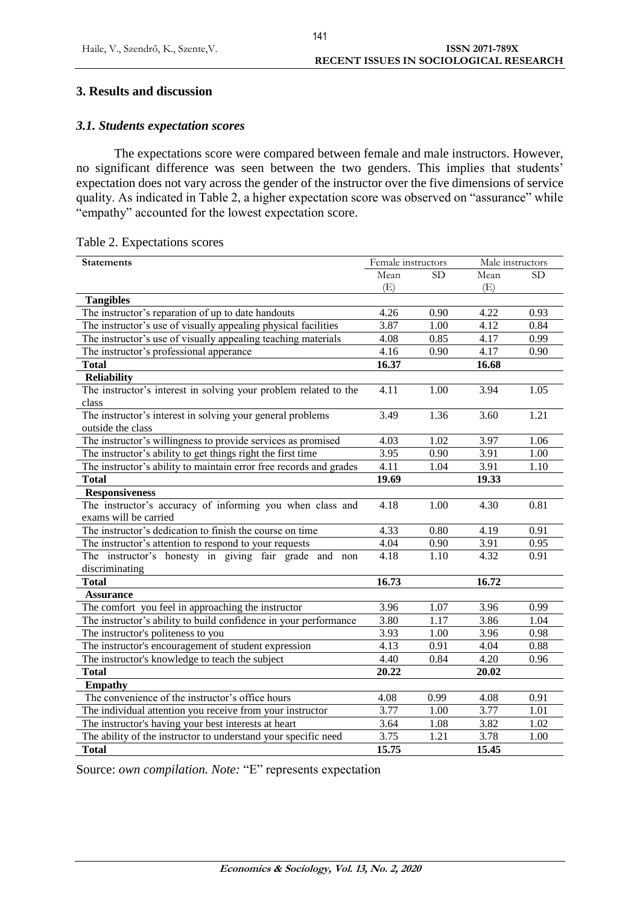## 3. Results and discussion

### *3.1. Students expectation scores*

The expectations score were compared between female and male instructors. However, no significant difference was seen between the two genders. This implies that students' expectation does not vary across the gender of the instructor over the five dimensions of service quality. As indicated in Table 2, a higher expectation score was observed on "assurance" while "empathy" accounted for the lowest expectation score.

Table 2. Expectations scores

| Statements | Female instructors | | Male instructors | |
|---|---|---|---|---|
| | Mean (E) | SD | Mean (E) | SD |
| **Tangibles** | | | | |
| The instructor's reparation of up to date handouts | 4.26 | 0.90 | 4.22 | 0.93 |
| The instructor's use of visually appealing physical facilities | 3.87 | 1.00 | 4.12 | 0.84 |
| The instructor's use of visually appealing teaching materials | 4.08 | 0.85 | 4.17 | 0.99 |
| The instructor's professional apperance | 4.16 | 0.90 | 4.17 | 0.90 |
| **Total** | **16.37** | | **16.68** | |
| **Reliability** | | | | |
| The instructor's interest in solving your problem related to the class | 4.11 | 1.00 | 3.94 | 1.05 |
| The instructor's interest in solving your general problems outside the class | 3.49 | 1.36 | 3.60 | 1.21 |
| The instructor's willingness to provide services as promised | 4.03 | 1.02 | 3.97 | 1.06 |
| The instructor's ability to get things right the first time | 3.95 | 0.90 | 3.91 | 1.00 |
| The instructor's ability to maintain error free records and grades | 4.11 | 1.04 | 3.91 | 1.10 |
| **Total** | **19.69** | | **19.33** | |
| **Responsiveness** | | | | |
| The instructor's accuracy of informing you when class and exams will be carried | 4.18 | 1.00 | 4.30 | 0.81 |
| The instructor's dedication to finish the course on time | 4.33 | 0.80 | 4.19 | 0.91 |
| The instructor's attention to respond to your requests | 4.04 | 0.90 | 3.91 | 0.95 |
| The instructor's honesty in giving fair grade and non discriminating | 4.18 | 1.10 | 4.32 | 0.91 |
| **Total** | **16.73** | | **16.72** | |
| **Assurance** | | | | |
| The comfort you feel in approaching the instructor | 3.96 | 1.07 | 3.96 | 0.99 |
| The instructor's ability to build confidence in your performance | 3.80 | 1.17 | 3.86 | 1.04 |
| The instructor's politeness to you | 3.93 | 1.00 | 3.96 | 0.98 |
| The instructor's encouragement of student expression | 4.13 | 0.91 | 4.04 | 0.88 |
| The instructor's knowledge to teach the subject | 4.40 | 0.84 | 4.20 | 0.96 |
| **Total** | **20.22** | | **20.02** | |
| **Empathy** | | | | |
| The convenience of the instructor's office hours | 4.08 | 0.99 | 4.08 | 0.91 |
| The individual attention you receive from your instructor | 3.77 | 1.00 | 3.77 | 1.01 |
| The instructor's having your best interests at heart | 3.64 | 1.08 | 3.82 | 1.02 |
| The ability of the instructor to understand your specific need | 3.75 | 1.21 | 3.78 | 1.00 |
| **Total** | **15.75** | | **15.45** | |

Source: *own compilation. Note:* "E" represents expectation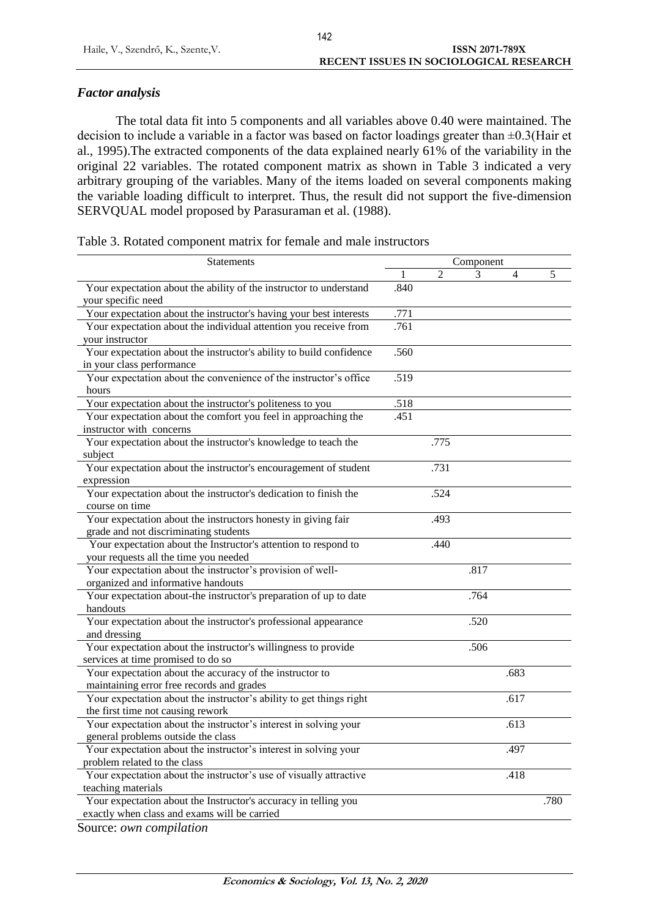### *Factor analysis*

The total data fit into 5 components and all variables above 0.40 were maintained. The decision to include a variable in a factor was based on factor loadings greater than ±0.3(Hair et al., 1995).The extracted components of the data explained nearly 61% of the variability in the original 22 variables. The rotated component matrix as shown in Table 3 indicated a very arbitrary grouping of the variables. Many of the items loaded on several components making the variable loading difficult to interpret. Thus, the result did not support the five-dimension SERVQUAL model proposed by Parasuraman et al. (1988).

Table 3. Rotated component matrix for female and male instructors

| Statements | Component | | | | |
|---|---|---|---|---|---|
| | 1 | 2 | 3 | 4 | 5 |
| Your expectation about the ability of the instructor to understand your specific need | .840 | | | | |
| Your expectation about the instructor's having your best interests | .771 | | | | |
| Your expectation about the individual attention you receive from your instructor | .761 | | | | |
| Your expectation about the instructor's ability to build confidence in your class performance | .560 | | | | |
| Your expectation about the convenience of the instructor's office hours | .519 | | | | |
| Your expectation about the instructor's politeness to you | .518 | | | | |
| Your expectation about the comfort you feel in approaching the instructor with concerns | .451 | | | | |
| Your expectation about the instructor's knowledge to teach the subject | | .775 | | | |
| Your expectation about the instructor's encouragement of student expression | | .731 | | | |
| Your expectation about the instructor's dedication to finish the course on time | | .524 | | | |
| Your expectation about the instructors honesty in giving fair grade and not discriminating students | | .493 | | | |
| Your expectation about the Instructor's attention to respond to your requests all the time you needed | | .440 | | | |
| Your expectation about the instructor's provision of well-organized and informative handouts | | | .817 | | |
| Your expectation about-the instructor's preparation of up to date handouts | | | .764 | | |
| Your expectation about the instructor's professional appearance and dressing | | | .520 | | |
| Your expectation about the instructor's willingness to provide services at time promised to do so | | | .506 | | |
| Your expectation about the accuracy of the instructor to maintaining error free records and grades | | | | .683 | |
| Your expectation about the instructor's ability to get things right the first time not causing rework | | | | .617 | |
| Your expectation about the instructor's interest in solving your general problems outside the class | | | | .613 | |
| Your expectation about the instructor's interest in solving your problem related to the class | | | | .497 | |
| Your expectation about the instructor's use of visually attractive teaching materials | | | | .418 | |
| Your expectation about the Instructor's accuracy in telling you exactly when class and exams will be carried | | | | | .780 |

Source: *own compilation*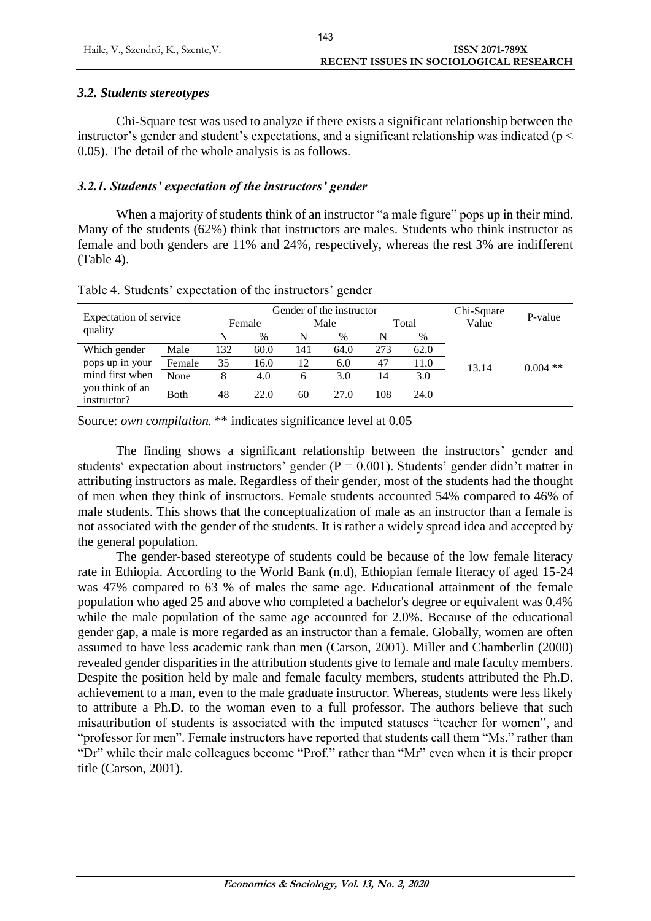### *3.2. Students stereotypes*

Chi-Square test was used to analyze if there exists a significant relationship between the instructor's gender and student's expectations, and a significant relationship was indicated ($p < 0.05$). The detail of the whole analysis is as follows.

### *3.2.1. Students' expectation of the instructors' gender*

When a majority of students think of an instructor "a male figure" pops up in their mind. Many of the students (62%) think that instructors are males. Students who think instructor as female and both genders are 11% and 24%, respectively, whereas the rest 3% are indifferent (Table 4).

Table 4. Students' expectation of the instructors' gender

| Expectation of service quality | | Gender of the instructor | | | | | | Chi-Square Value | P-value |
|---|---|---|---|---|---|---|---|---|---|
| | | Female | | Male | | Total | | | |
| | | N | % | N | % | N | % | | |
| Which gender pops up in your mind first when you think of an instructor? | Male | 132 | 60.0 | 141 | 64.0 | 273 | 62.0 | 13.14 | 0.004 ** |
| | Female | 35 | 16.0 | 12 | 6.0 | 47 | 11.0 | | |
| | None | 8 | 4.0 | 6 | 3.0 | 14 | 3.0 | | |
| | Both | 48 | 22.0 | 60 | 27.0 | 108 | 24.0 | | |

Source: *own compilation.* ** indicates significance level at 0.05

The finding shows a significant relationship between the instructors' gender and students' expectation about instructors' gender ($P = 0.001$). Students' gender didn't matter in attributing instructors as male. Regardless of their gender, most of the students had the thought of men when they think of instructors. Female students accounted 54% compared to 46% of male students. This shows that the conceptualization of male as an instructor than a female is not associated with the gender of the students. It is rather a widely spread idea and accepted by the general population.

The gender-based stereotype of students could be because of the low female literacy rate in Ethiopia. According to the World Bank (n.d), Ethiopian female literacy of aged 15-24 was 47% compared to 63 % of males the same age. Educational attainment of the female population who aged 25 and above who completed a bachelor's degree or equivalent was 0.4% while the male population of the same age accounted for 2.0%. Because of the educational gender gap, a male is more regarded as an instructor than a female. Globally, women are often assumed to have less academic rank than men (Carson, 2001). Miller and Chamberlin (2000) revealed gender disparities in the attribution students give to female and male faculty members. Despite the position held by male and female faculty members, students attributed the Ph.D. achievement to a man, even to the male graduate instructor. Whereas, students were less likely to attribute a Ph.D. to the woman even to a full professor. The authors believe that such misattribution of students is associated with the imputed statuses "teacher for women", and "professor for men". Female instructors have reported that students call them "Ms." rather than "Dr" while their male colleagues become "Prof." rather than "Mr" even when it is their proper title (Carson, 2001).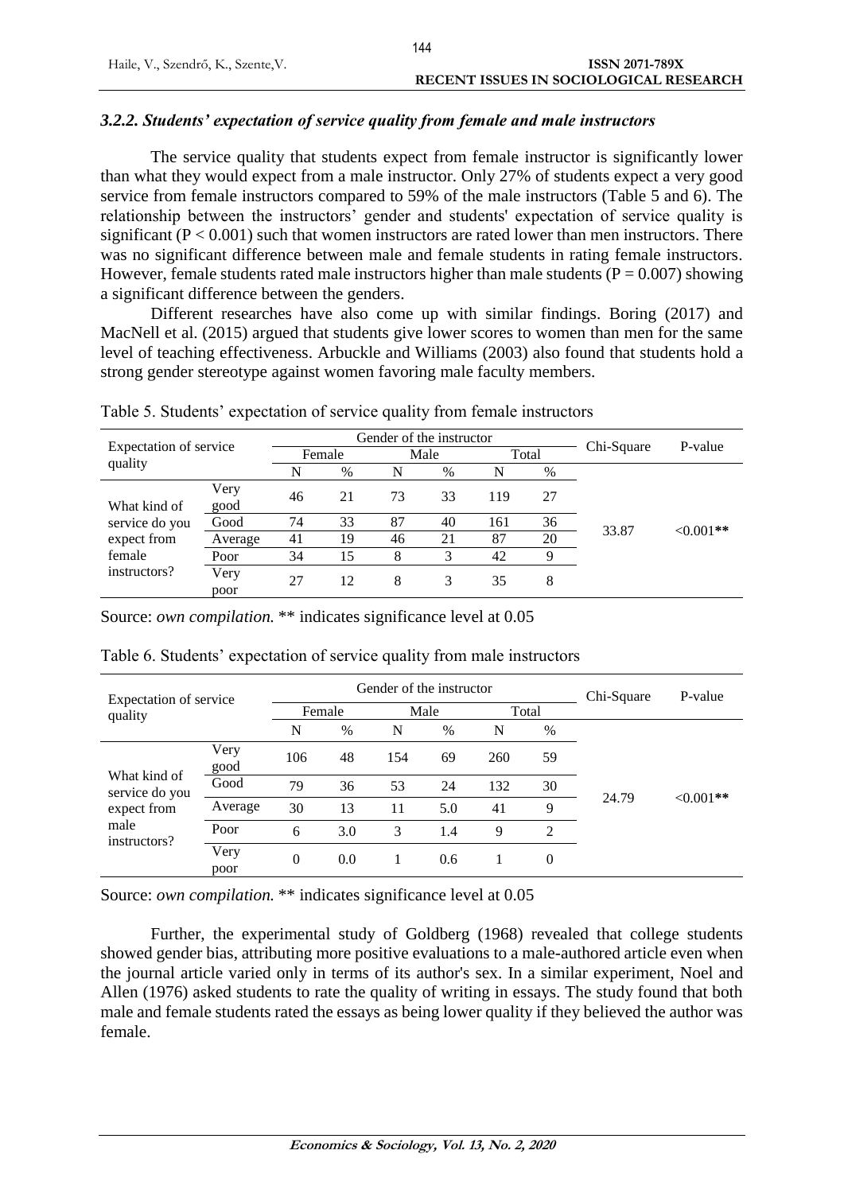### *3.2.2. Students' expectation of service quality from female and male instructors*

The service quality that students expect from female instructor is significantly lower than what they would expect from a male instructor. Only 27% of students expect a very good service from female instructors compared to 59% of the male instructors (Table 5 and 6). The relationship between the instructors' gender and students' expectation of service quality is significant ($P < 0.001$) such that women instructors are rated lower than men instructors. There was no significant difference between male and female students in rating female instructors. However, female students rated male instructors higher than male students ($P = 0.007$) showing a significant difference between the genders.

Different researches have also come up with similar findings. Boring (2017) and MacNell et al. (2015) argued that students give lower scores to women than men for the same level of teaching effectiveness. Arbuckle and Williams (2003) also found that students hold a strong gender stereotype against women favoring male faculty members.

Table 5. Students' expectation of service quality from female instructors

| Expectation of service quality | | Gender of the instructor | | | | | | Chi-Square | P-value |
|---|---|---|---|---|---|---|---|---|---|
| | | Female | | Male | | Total | | | |
| | | N | % | N | % | N | % | | |
| What kind of service do you expect from female instructors? | Very good | 46 | 21 | 73 | 33 | 119 | 27 | 33.87 | <0.001** |
| | Good | 74 | 33 | 87 | 40 | 161 | 36 | | |
| | Average | 41 | 19 | 46 | 21 | 87 | 20 | | |
| | Poor | 34 | 15 | 8 | 3 | 42 | 9 | | |
| | Very poor | 27 | 12 | 8 | 3 | 35 | 8 | | |

Source: *own compilation.* ** indicates significance level at 0.05

Table 6. Students' expectation of service quality from male instructors

| Expectation of service quality | | Gender of the instructor | | | | | | Chi-Square | P-value |
|---|---|---|---|---|---|---|---|---|---|
| | | Female | | Male | | Total | | | |
| | | N | % | N | % | N | % | | |
| What kind of service do you expect from male instructors? | Very good | 106 | 48 | 154 | 69 | 260 | 59 | 24.79 | <0.001** |
| | Good | 79 | 36 | 53 | 24 | 132 | 30 | | |
| | Average | 30 | 13 | 11 | 5.0 | 41 | 9 | | |
| | Poor | 6 | 3.0 | 3 | 1.4 | 9 | 2 | | |
| | Very poor | 0 | 0.0 | 1 | 0.6 | 1 | 0 | | |

Source: *own compilation.* ** indicates significance level at 0.05

Further, the experimental study of Goldberg (1968) revealed that college students showed gender bias, attributing more positive evaluations to a male-authored article even when the journal article varied only in terms of its author's sex. In a similar experiment, Noel and Allen (1976) asked students to rate the quality of writing in essays. The study found that both male and female students rated the essays as being lower quality if they believed the author was female.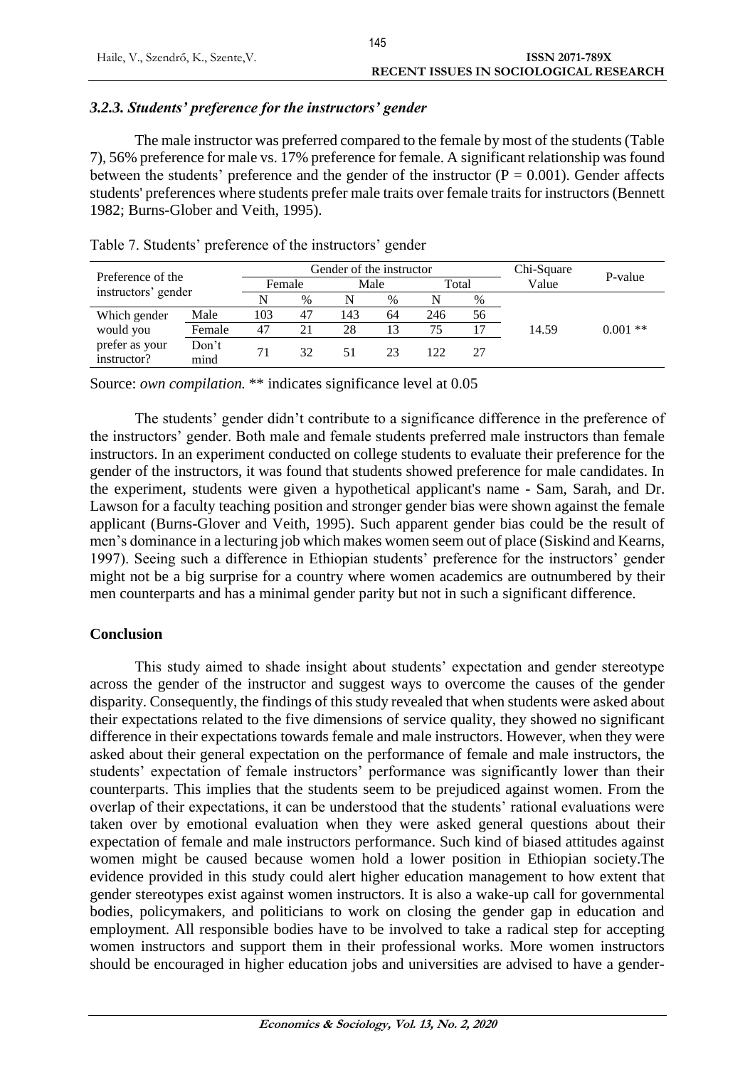### *3.2.3. Students' preference for the instructors' gender*

The male instructor was preferred compared to the female by most of the students (Table 7), 56% preference for male vs. 17% preference for female. A significant relationship was found between the students' preference and the gender of the instructor (P = 0.001). Gender affects students' preferences where students prefer male traits over female traits for instructors (Bennett 1982; Burns-Glober and Veith, 1995).

Table 7. Students' preference of the instructors' gender

| Preference of the instructors' gender | | Gender of the instructor | | | | | | Chi-Square Value | P-value |
|---|---|---|---|---|---|---|---|---|---|
| | | Female | | Male | | Total | | | |
| | | N | % | N | % | N | % | | |
| Which gender would you prefer as your instructor? | Male | 103 | 47 | 143 | 64 | 246 | 56 | 14.59 | 0.001 ** |
| | Female | 47 | 21 | 28 | 13 | 75 | 17 | | |
| | Don't mind | 71 | 32 | 51 | 23 | 122 | 27 | | |

Source: *own compilation.* ** indicates significance level at 0.05

The students' gender didn't contribute to a significance difference in the preference of the instructors' gender. Both male and female students preferred male instructors than female instructors. In an experiment conducted on college students to evaluate their preference for the gender of the instructors, it was found that students showed preference for male candidates. In the experiment, students were given a hypothetical applicant's name - Sam, Sarah, and Dr. Lawson for a faculty teaching position and stronger gender bias were shown against the female applicant (Burns-Glover and Veith, 1995). Such apparent gender bias could be the result of men's dominance in a lecturing job which makes women seem out of place (Siskind and Kearns, 1997). Seeing such a difference in Ethiopian students' preference for the instructors' gender might not be a big surprise for a country where women academics are outnumbered by their men counterparts and has a minimal gender parity but not in such a significant difference.

## Conclusion

This study aimed to shade insight about students' expectation and gender stereotype across the gender of the instructor and suggest ways to overcome the causes of the gender disparity. Consequently, the findings of this study revealed that when students were asked about their expectations related to the five dimensions of service quality, they showed no significant difference in their expectations towards female and male instructors. However, when they were asked about their general expectation on the performance of female and male instructors, the students' expectation of female instructors' performance was significantly lower than their counterparts. This implies that the students seem to be prejudiced against women. From the overlap of their expectations, it can be understood that the students' rational evaluations were taken over by emotional evaluation when they were asked general questions about their expectation of female and male instructors performance. Such kind of biased attitudes against women might be caused because women hold a lower position in Ethiopian society.The evidence provided in this study could alert higher education management to how extent that gender stereotypes exist against women instructors. It is also a wake-up call for governmental bodies, policymakers, and politicians to work on closing the gender gap in education and employment. All responsible bodies have to be involved to take a radical step for accepting women instructors and support them in their professional works. More women instructors should be encouraged in higher education jobs and universities are advised to have a gender-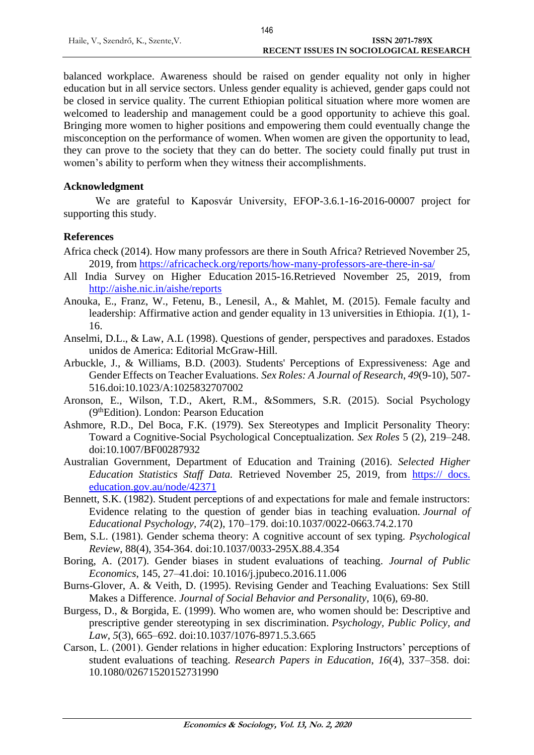balanced workplace. Awareness should be raised on gender equality not only in higher education but in all service sectors. Unless gender equality is achieved, gender gaps could not be closed in service quality. The current Ethiopian political situation where more women are welcomed to leadership and management could be a good opportunity to achieve this goal. Bringing more women to higher positions and empowering them could eventually change the misconception on the performance of women. When women are given the opportunity to lead, they can prove to the society that they can do better. The society could finally put trust in women's ability to perform when they witness their accomplishments.

**Acknowledgment**

We are grateful to Kaposvár University, EFOP-3.6.1-16-2016-00007 project for supporting this study.

**References**

Africa check (2014). How many professors are there in South Africa? Retrieved November 25, 2019, from https://africacheck.org/reports/how-many-professors-are-there-in-sa/

All India Survey on Higher Education 2015-16.Retrieved November 25, 2019, from http://aishe.nic.in/aishe/reports

Anouka, E., Franz, W., Fetenu, B., Lenesil, A., & Mahlet, M. (2015). Female faculty and leadership: Affirmative action and gender equality in 13 universities in Ethiopia. *1*(1), 1-16.

Anselmi, D.L., & Law, A.L (1998). Questions of gender, perspectives and paradoxes. Estados unidos de America: Editorial McGraw-Hill.

Arbuckle, J., & Williams, B.D. (2003). Students' Perceptions of Expressiveness: Age and Gender Effects on Teacher Evaluations. *Sex Roles: A Journal of Research*, *49*(9-10), 507-516.doi:10.1023/A:1025832707002

Aronson, E., Wilson, T.D., Akert, R.M., &Sommers, S.R. (2015). Social Psychology (9thEdition). London: Pearson Education

Ashmore, R.D., Del Boca, F.K. (1979). Sex Stereotypes and Implicit Personality Theory: Toward a Cognitive-Social Psychological Conceptualization. *Sex Roles* 5 (2), 219–248. doi:10.1007/BF00287932

Australian Government, Department of Education and Training (2016). *Selected Higher Education Statistics Staff Data.* Retrieved November 25, 2019, from https:// docs. education.gov.au/node/42371

Bennett, S.K. (1982). Student perceptions of and expectations for male and female instructors: Evidence relating to the question of gender bias in teaching evaluation. *Journal of Educational Psychology, 74*(2), 170–179. doi:10.1037/0022-0663.74.2.170

Bem, S.L. (1981). Gender schema theory: A cognitive account of sex typing. *Psychological Review*, 88(4), 354-364. doi:10.1037/0033-295X.88.4.354

Boring, A. (2017). Gender biases in student evaluations of teaching. *Journal of Public Economics*, 145, 27–41.doi: 10.1016/j.jpubeco.2016.11.006

Burns-Glover, A. & Veith, D. (1995). Revising Gender and Teaching Evaluations: Sex Still Makes a Difference. *Journal of Social Behavior and Personality*, 10(6), 69-80.

Burgess, D., & Borgida, E. (1999). Who women are, who women should be: Descriptive and prescriptive gender stereotyping in sex discrimination. *Psychology, Public Policy, and Law, 5*(3), 665–692. doi:10.1037/1076-8971.5.3.665

Carson, L. (2001). Gender relations in higher education: Exploring Instructors' perceptions of student evaluations of teaching. *Research Papers in Education*, *16*(4), 337–358. doi: 10.1080/02671520152731990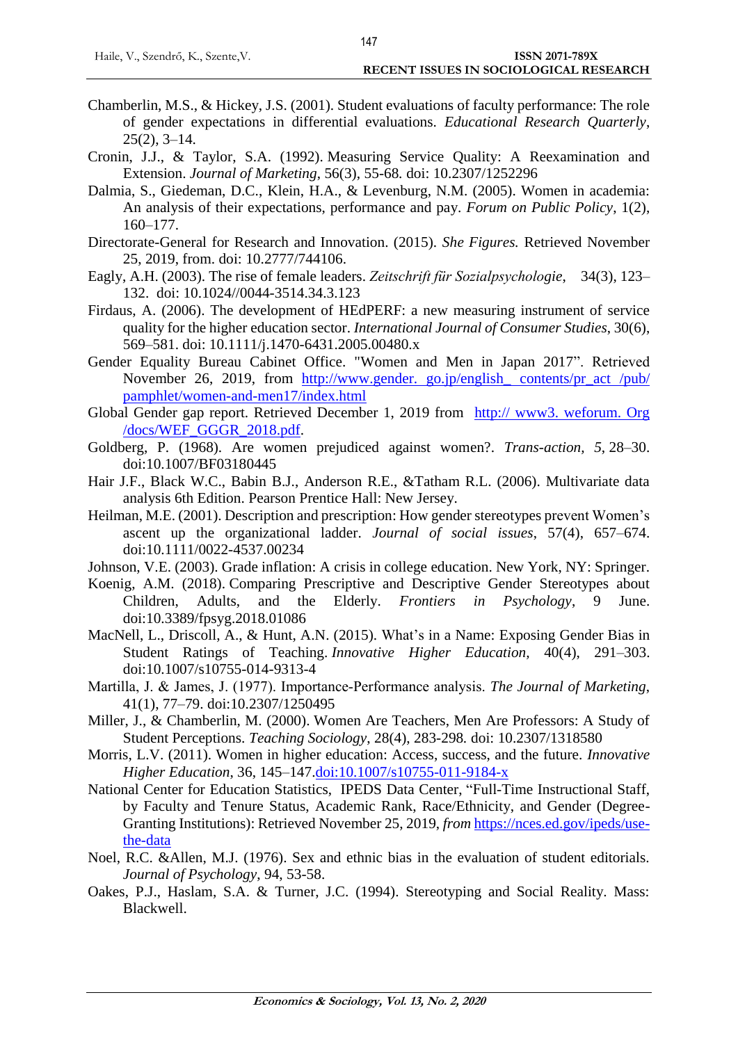Chamberlin, M.S., & Hickey, J.S. (2001). Student evaluations of faculty performance: The role of gender expectations in differential evaluations. *Educational Research Quarterly*, 25(2), 3–14.

Cronin, J.J., & Taylor, S.A. (1992). Measuring Service Quality: A Reexamination and Extension. *Journal of Marketing*, 56(3), 55-68. doi: 10.2307/1252296

Dalmia, S., Giedeman, D.C., Klein, H.A., & Levenburg, N.M. (2005). Women in academia: An analysis of their expectations, performance and pay. *Forum on Public Policy*, 1(2), 160–177.

Directorate-General for Research and Innovation. (2015). *She Figures.* Retrieved November 25, 2019, from. doi: 10.2777/744106.

Eagly, A.H. (2003). The rise of female leaders. *Zeitschrift für Sozialpsychologie*, 34(3), 123–132. doi: 10.1024//0044-3514.34.3.123

Firdaus, A. (2006). The development of HEdPERF: a new measuring instrument of service quality for the higher education sector. *International Journal of Consumer Studies*, 30(6), 569–581. doi: 10.1111/j.1470-6431.2005.00480.x

Gender Equality Bureau Cabinet Office. "Women and Men in Japan 2017". Retrieved November 26, 2019, from http://www.gender. go.jp/english_ contents/pr_act /pub/pamphlet/women-and-men17/index.html

Global Gender gap report. Retrieved December 1, 2019 from http:// www3. weforum. Org /docs/WEF_GGGR_2018.pdf.

Goldberg, P. (1968). Are women prejudiced against women?. *Trans-action, 5*, 28–30. doi:10.1007/BF03180445

Hair J.F., Black W.C., Babin B.J., Anderson R.E., &Tatham R.L. (2006). Multivariate data analysis 6th Edition. Pearson Prentice Hall: New Jersey.

Heilman, M.E. (2001). Description and prescription: How gender stereotypes prevent Women's ascent up the organizational ladder. *Journal of social issues*, 57(4), 657–674. doi:10.1111/0022-4537.00234

Johnson, V.E. (2003). Grade inflation: A crisis in college education. New York, NY: Springer.

Koenig, A.M. (2018). Comparing Prescriptive and Descriptive Gender Stereotypes about Children, Adults, and the Elderly. *Frontiers in Psychology*, 9 June. doi:10.3389/fpsyg.2018.01086

MacNell, L., Driscoll, A., & Hunt, A.N. (2015). What's in a Name: Exposing Gender Bias in Student Ratings of Teaching. *Innovative Higher Education*, 40(4), 291–303. doi:10.1007/s10755-014-9313-4

Martilla, J. & James, J. (1977). Importance-Performance analysis. *The Journal of Marketing*, 41(1), 77–79. doi:10.2307/1250495

Miller, J., & Chamberlin, M. (2000). Women Are Teachers, Men Are Professors: A Study of Student Perceptions. *Teaching Sociology*, 28(4), 283-298. doi: 10.2307/1318580

Morris, L.V. (2011). Women in higher education: Access, success, and the future. *Innovative Higher Education*, 36, 145–147.doi:10.1007/s10755-011-9184-x

National Center for Education Statistics, IPEDS Data Center, "Full-Time Instructional Staff, by Faculty and Tenure Status, Academic Rank, Race/Ethnicity, and Gender (Degree-Granting Institutions): Retrieved November 25, 2019, *from* https://nces.ed.gov/ipeds/use-the-data

Noel, R.C. &Allen, M.J. (1976). Sex and ethnic bias in the evaluation of student editorials. *Journal of Psychology*, 94, 53-58.

Oakes, P.J., Haslam, S.A. & Turner, J.C. (1994). Stereotyping and Social Reality. Mass: Blackwell.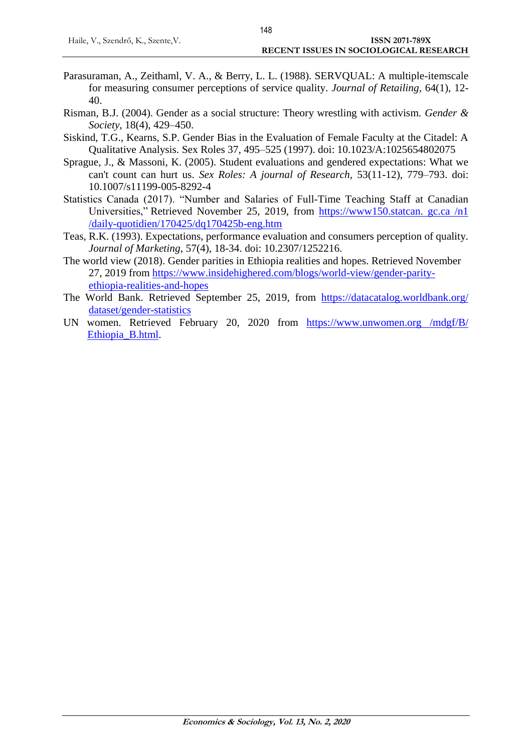Parasuraman, A., Zeithaml, V. A., & Berry, L. L. (1988). SERVQUAL: A multiple-itemscale for measuring consumer perceptions of service quality. *Journal of Retailing*, 64(1), 12-40.

Risman, B.J. (2004). Gender as a social structure: Theory wrestling with activism. *Gender & Society*, 18(4), 429–450.

Siskind, T.G., Kearns, S.P. Gender Bias in the Evaluation of Female Faculty at the Citadel: A Qualitative Analysis. Sex Roles 37, 495–525 (1997). doi: 10.1023/A:1025654802075

Sprague, J., & Massoni, K. (2005). Student evaluations and gendered expectations: What we can't count can hurt us. *Sex Roles: A journal of Research*, 53(11-12), 779–793. doi: 10.1007/s11199-005-8292-4

Statistics Canada (2017). "Number and Salaries of Full-Time Teaching Staff at Canadian Universities," Retrieved November 25, 2019, from https://www150.statcan. gc.ca /n1 /daily-quotidien/170425/dq170425b-eng.htm

Teas, R.K. (1993). Expectations, performance evaluation and consumers perception of quality. *Journal of Marketing*, 57(4), 18-34. doi: 10.2307/1252216.

The world view (2018). Gender parities in Ethiopia realities and hopes. Retrieved November 27, 2019 from https://www.insidehighered.com/blogs/world-view/gender-parity-ethiopia-realities-and-hopes

The World Bank. Retrieved September 25, 2019, from https://datacatalog.worldbank.org/ dataset/gender-statistics

UN women. Retrieved February 20, 2020 from https://www.unwomen.org /mdgf/B/ Ethiopia_B.html.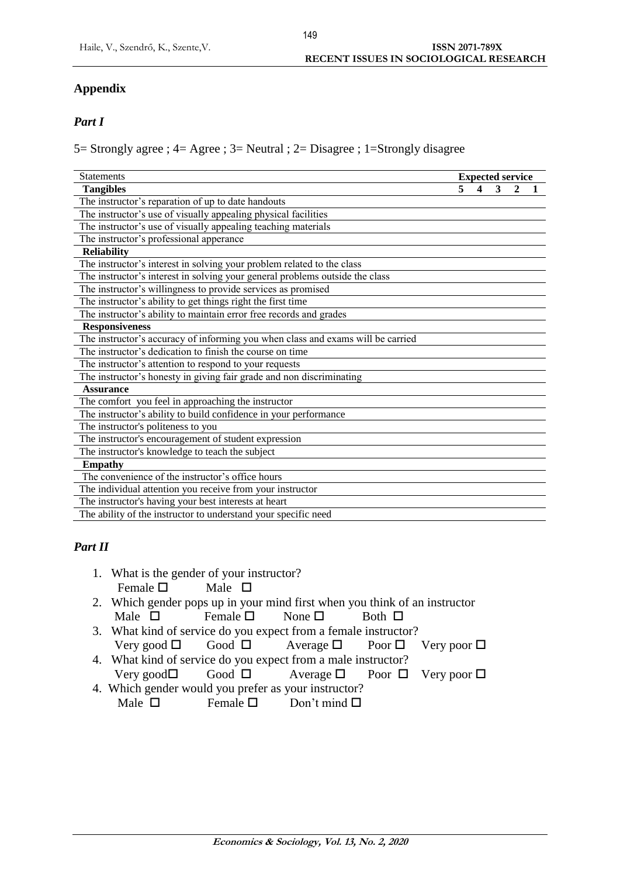## Appendix

### *Part I*

5= Strongly agree ; 4= Agree ; 3= Neutral ; 2= Disagree ; 1=Strongly disagree

| Statements | Expected service | | | | |
|---|---|---|---|---|---|
| **Tangibles** | **5** | **4** | **3** | **2** | **1** |
| The instructor's reparation of up to date handouts | | | | | |
| The instructor's use of visually appealing physical facilities | | | | | |
| The instructor's use of visually appealing teaching materials | | | | | |
| The instructor's professional apperance | | | | | |
| **Reliability** | | | | | |
| The instructor's interest in solving your problem related to the class | | | | | |
| The instructor's interest in solving your general problems outside the class | | | | | |
| The instructor's willingness to provide services as promised | | | | | |
| The instructor's ability to get things right the first time | | | | | |
| The instructor's ability to maintain error free records and grades | | | | | |
| **Responsiveness** | | | | | |
| The instructor's accuracy of informing you when class and exams will be carried | | | | | |
| The instructor's dedication to finish the course on time | | | | | |
| The instructor's attention to respond to your requests | | | | | |
| The instructor's honesty in giving fair grade and non discriminating | | | | | |
| **Assurance** | | | | | |
| The comfort you feel in approaching the instructor | | | | | |
| The instructor's ability to build confidence in your performance | | | | | |
| The instructor's politeness to you | | | | | |
| The instructor's encouragement of student expression | | | | | |
| The instructor's knowledge to teach the subject | | | | | |
| **Empathy** | | | | | |
| The convenience of the instructor's office hours | | | | | |
| The individual attention you receive from your instructor | | | | | |
| The instructor's having your best interests at heart | | | | | |
| The ability of the instructor to understand your specific need | | | | | |

### *Part II*

1. What is the gender of your instructor?
   Female ☐ Male ☐
2. Which gender pops up in your mind first when you think of an instructor
   Male ☐ Female ☐ None ☐ Both ☐
3. What kind of service do you expect from a female instructor?
   Very good ☐ Good ☐ Average ☐ Poor ☐ Very poor ☐
4. What kind of service do you expect from a male instructor?
   Very good☐ Good ☐ Average ☐ Poor ☐ Very poor ☐

4. Which gender would you prefer as your instructor?
   Male ☐ Female ☐ Don't mind ☐